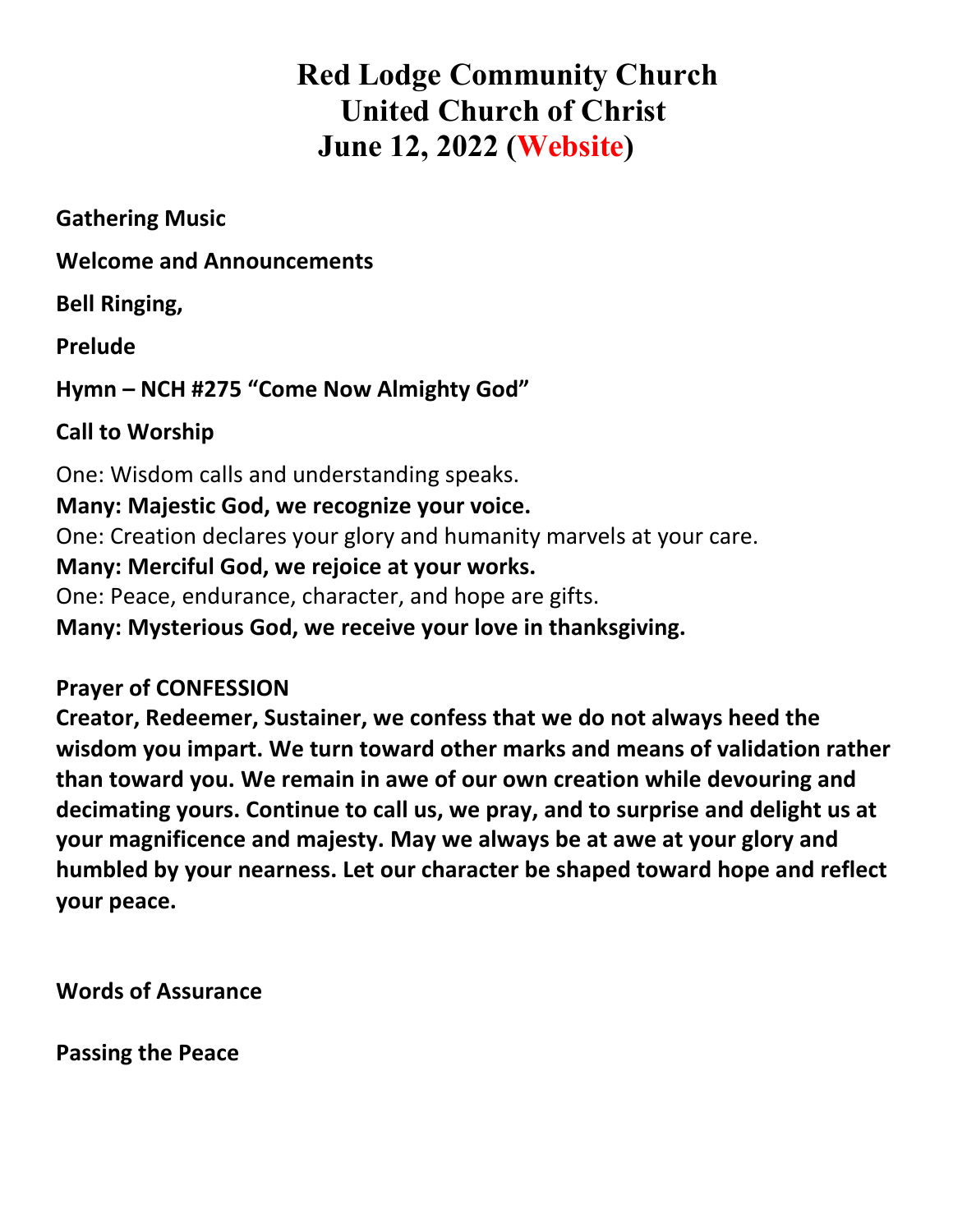# Red Lodge Community Church
# United Church of Christ
# June 12, 2022 (Website)

**Gathering Music**

**Welcome and Announcements**

**Bell Ringing,**

**Prelude**

**Hymn – NCH #275 "Come Now Almighty God"**

**Call to Worship**

One: Wisdom calls and understanding speaks.
**Many: Majestic God, we recognize your voice.**
One: Creation declares your glory and humanity marvels at your care.
**Many: Merciful God, we rejoice at your works.**
One: Peace, endurance, character, and hope are gifts.
**Many: Mysterious God, we receive your love in thanksgiving.**

**Prayer of CONFESSION**
**Creator, Redeemer, Sustainer, we confess that we do not always heed the wisdom you impart. We turn toward other marks and means of validation rather than toward you. We remain in awe of our own creation while devouring and decimating yours. Continue to call us, we pray, and to surprise and delight us at your magnificence and majesty. May we always be at awe at your glory and humbled by your nearness. Let our character be shaped toward hope and reflect your peace.**

**Words of Assurance**

**Passing the Peace**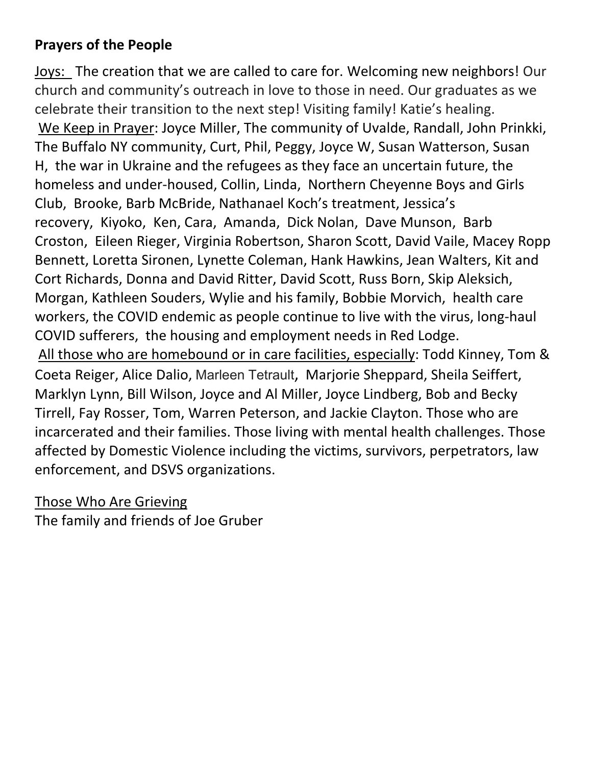**Prayers of the People**

Joys: The creation that we are called to care for. Welcoming new neighbors! Our church and community's outreach in love to those in need. Our graduates as we celebrate their transition to the next step! Visiting family! Katie's healing.

We Keep in Prayer: Joyce Miller, The community of Uvalde, Randall, John Prinkki, The Buffalo NY community, Curt, Phil, Peggy, Joyce W, Susan Watterson, Susan H, the war in Ukraine and the refugees as they face an uncertain future, the homeless and under-housed, Collin, Linda, Northern Cheyenne Boys and Girls Club, Brooke, Barb McBride, Nathanael Koch's treatment, Jessica's recovery, Kiyoko, Ken, Cara, Amanda, Dick Nolan, Dave Munson, Barb Croston, Eileen Rieger, Virginia Robertson, Sharon Scott, David Vaile, Macey Ropp Bennett, Loretta Sironen, Lynette Coleman, Hank Hawkins, Jean Walters, Kit and Cort Richards, Donna and David Ritter, David Scott, Russ Born, Skip Aleksich, Morgan, Kathleen Souders, Wylie and his family, Bobbie Morvich, health care workers, the COVID endemic as people continue to live with the virus, long-haul COVID sufferers, the housing and employment needs in Red Lodge.

All those who are homebound or in care facilities, especially: Todd Kinney, Tom & Coeta Reiger, Alice Dalio, Marleen Tetrault, Marjorie Sheppard, Sheila Seiffert, Marklyn Lynn, Bill Wilson, Joyce and Al Miller, Joyce Lindberg, Bob and Becky Tirrell, Fay Rosser, Tom, Warren Peterson, and Jackie Clayton. Those who are incarcerated and their families. Those living with mental health challenges. Those affected by Domestic Violence including the victims, survivors, perpetrators, law enforcement, and DSVS organizations.

Those Who Are Grieving

The family and friends of Joe Gruber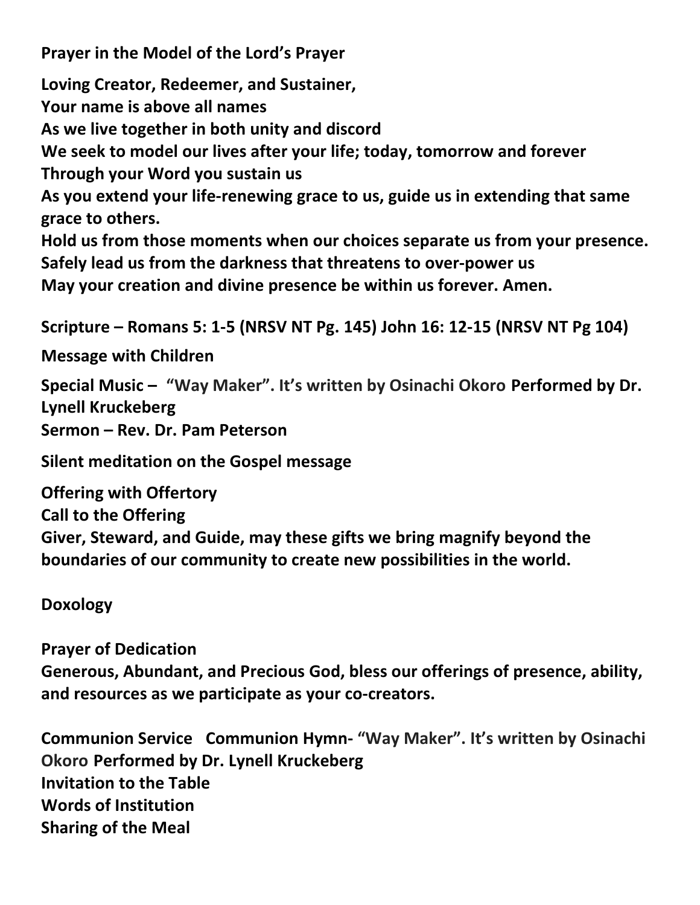**Prayer in the Model of the Lord's Prayer**

**Loving Creator, Redeemer, and Sustainer,**
**Your name is above all names**
**As we live together in both unity and discord**
**We seek to model our lives after your life; today, tomorrow and forever**
**Through your Word you sustain us**
**As you extend your life-renewing grace to us, guide us in extending that same grace to others.**
**Hold us from those moments when our choices separate us from your presence.**
**Safely lead us from the darkness that threatens to over-power us**
**May your creation and divine presence be within us forever. Amen.**

**Scripture – Romans 5: 1-5 (NRSV NT Pg. 145) John 16: 12-15 (NRSV NT Pg 104)**

**Message with Children**

**Special Music – "Way Maker". It's written by Osinachi Okoro Performed by Dr. Lynell Kruckeberg**
**Sermon – Rev. Dr. Pam Peterson**

**Silent meditation on the Gospel message**

**Offering with Offertory**
**Call to the Offering**
**Giver, Steward, and Guide, may these gifts we bring magnify beyond the boundaries of our community to create new possibilities in the world.**

**Doxology**

**Prayer of Dedication**
**Generous, Abundant, and Precious God, bless our offerings of presence, ability, and resources as we participate as your co-creators.**

**Communion Service Communion Hymn- "Way Maker". It's written by Osinachi Okoro Performed by Dr. Lynell Kruckeberg**
**Invitation to the Table**
**Words of Institution**
**Sharing of the Meal**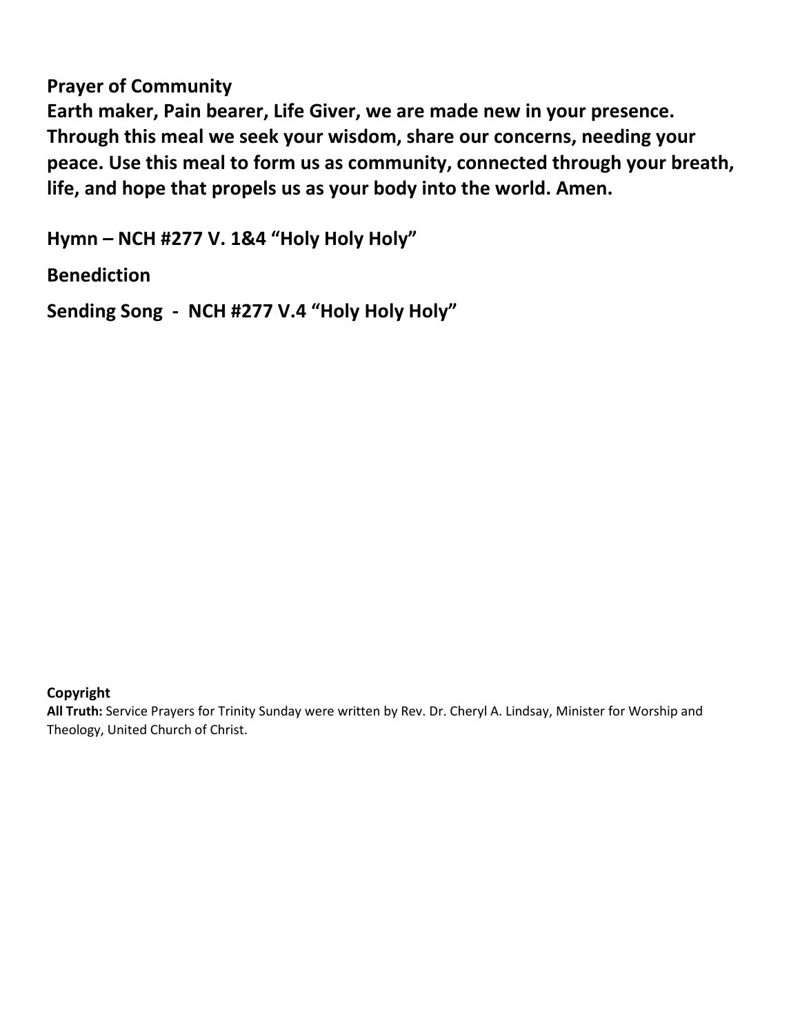**Prayer of Community**

**Earth maker, Pain bearer, Life Giver, we are made new in your presence. Through this meal we seek your wisdom, share our concerns, needing your peace. Use this meal to form us as community, connected through your breath, life, and hope that propels us as your body into the world. Amen.**

**Hymn – NCH #277 V. 1&4 "Holy Holy Holy"**

**Benediction**

**Sending Song - NCH #277 V.4 "Holy Holy Holy"**

**Copyright**

**All Truth:** Service Prayers for Trinity Sunday were written by Rev. Dr. Cheryl A. Lindsay, Minister for Worship and Theology, United Church of Christ.